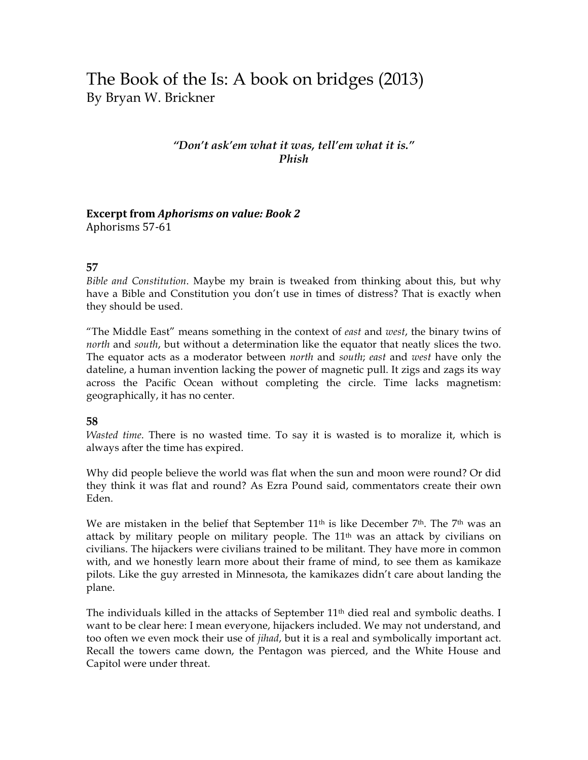# The Book of the Is: A book on bridges (2013)

By Bryan W. Brickner

> ***"Don't ask'em what it was, tell'em what it is."***
> ***Phish***

**Excerpt from *Aphorisms on value: Book 2***

Aphorisms 57-61

**57**

*Bible and Constitution*. Maybe my brain is tweaked from thinking about this, but why have a Bible and Constitution you don't use in times of distress? That is exactly when they should be used.

"The Middle East" means something in the context of *east* and *west*, the binary twins of *north* and *south*, but without a determination like the equator that neatly slices the two. The equator acts as a moderator between *north* and *south*; *east* and *west* have only the dateline, a human invention lacking the power of magnetic pull. It zigs and zags its way across the Pacific Ocean without completing the circle. Time lacks magnetism: geographically, it has no center.

**58**

*Wasted time*. There is no wasted time. To say it is wasted is to moralize it, which is always after the time has expired.

Why did people believe the world was flat when the sun and moon were round? Or did they think it was flat and round? As Ezra Pound said, commentators create their own Eden.

We are mistaken in the belief that September 11th is like December 7th. The 7th was an attack by military people on military people. The 11th was an attack by civilians on civilians. The hijackers were civilians trained to be militant. They have more in common with, and we honestly learn more about their frame of mind, to see them as kamikaze pilots. Like the guy arrested in Minnesota, the kamikazes didn't care about landing the plane.

The individuals killed in the attacks of September 11th died real and symbolic deaths. I want to be clear here: I mean everyone, hijackers included. We may not understand, and too often we even mock their use of *jihad*, but it is a real and symbolically important act. Recall the towers came down, the Pentagon was pierced, and the White House and Capitol were under threat.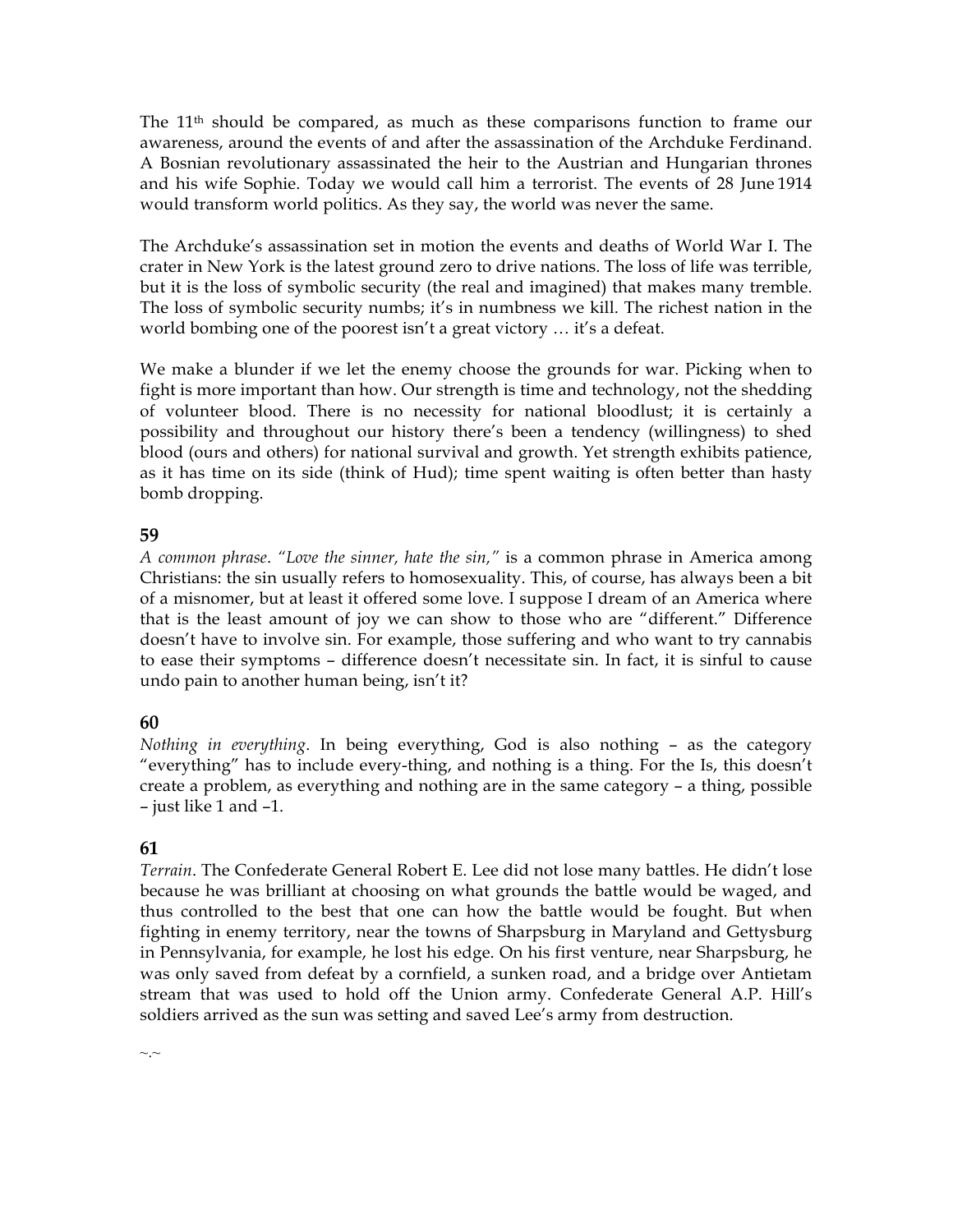The 11th should be compared, as much as these comparisons function to frame our awareness, around the events of and after the assassination of the Archduke Ferdinand. A Bosnian revolutionary assassinated the heir to the Austrian and Hungarian thrones and his wife Sophie. Today we would call him a terrorist. The events of 28 June 1914 would transform world politics. As they say, the world was never the same.

The Archduke's assassination set in motion the events and deaths of World War I. The crater in New York is the latest ground zero to drive nations. The loss of life was terrible, but it is the loss of symbolic security (the real and imagined) that makes many tremble. The loss of symbolic security numbs; it's in numbness we kill. The richest nation in the world bombing one of the poorest isn't a great victory … it's a defeat.

We make a blunder if we let the enemy choose the grounds for war. Picking when to fight is more important than how. Our strength is time and technology, not the shedding of volunteer blood. There is no necessity for national bloodlust; it is certainly a possibility and throughout our history there's been a tendency (willingness) to shed blood (ours and others) for national survival and growth. Yet strength exhibits patience, as it has time on its side (think of Hud); time spent waiting is often better than hasty bomb dropping.

**59**

*A common phrase*. *"Love the sinner, hate the sin,"* is a common phrase in America among Christians: the sin usually refers to homosexuality. This, of course, has always been a bit of a misnomer, but at least it offered some love. I suppose I dream of an America where that is the least amount of joy we can show to those who are "different." Difference doesn't have to involve sin. For example, those suffering and who want to try cannabis to ease their symptoms – difference doesn't necessitate sin. In fact, it is sinful to cause undo pain to another human being, isn't it?

**60**

*Nothing in everything*. In being everything, God is also nothing – as the category "everything" has to include every-thing, and nothing is a thing. For the Is, this doesn't create a problem, as everything and nothing are in the same category – a thing, possible – just like 1 and –1.

**61**

*Terrain*. The Confederate General Robert E. Lee did not lose many battles. He didn't lose because he was brilliant at choosing on what grounds the battle would be waged, and thus controlled to the best that one can how the battle would be fought. But when fighting in enemy territory, near the towns of Sharpsburg in Maryland and Gettysburg in Pennsylvania, for example, he lost his edge. On his first venture, near Sharpsburg, he was only saved from defeat by a cornfield, a sunken road, and a bridge over Antietam stream that was used to hold off the Union army. Confederate General A.P. Hill's soldiers arrived as the sun was setting and saved Lee's army from destruction.

~.~